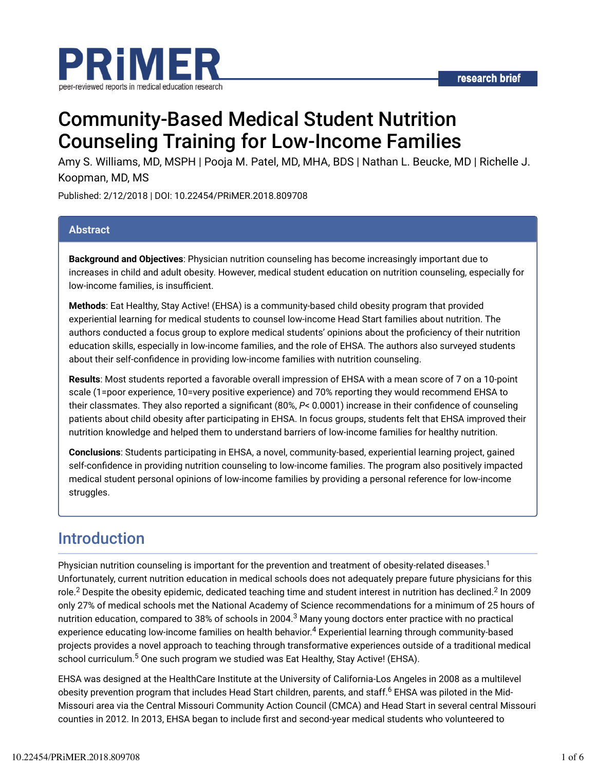PRiMER
peer-reviewed reports in medical education research

research brief

# Community-Based Medical Student Nutrition Counseling Training for Low-Income Families

Amy S. Williams, MD, MSPH | Pooja M. Patel, MD, MHA, BDS | Nathan L. Beucke, MD | Richelle J. Koopman, MD, MS

Published: 2/12/2018 | DOI: 10.22454/PRiMER.2018.809708

## Abstract

**Background and Objectives**: Physician nutrition counseling has become increasingly important due to increases in child and adult obesity. However, medical student education on nutrition counseling, especially for low-income families, is insufficient.

**Methods**: Eat Healthy, Stay Active! (EHSA) is a community-based child obesity program that provided experiential learning for medical students to counsel low-income Head Start families about nutrition. The authors conducted a focus group to explore medical students' opinions about the proficiency of their nutrition education skills, especially in low-income families, and the role of EHSA. The authors also surveyed students about their self-confidence in providing low-income families with nutrition counseling.

**Results**: Most students reported a favorable overall impression of EHSA with a mean score of 7 on a 10-point scale (1=poor experience, 10=very positive experience) and 70% reporting they would recommend EHSA to their classmates. They also reported a significant (80%, $P < 0.0001$) increase in their confidence of counseling patients about child obesity after participating in EHSA. In focus groups, students felt that EHSA improved their nutrition knowledge and helped them to understand barriers of low-income families for healthy nutrition.

**Conclusions**: Students participating in EHSA, a novel, community-based, experiential learning project, gained self-confidence in providing nutrition counseling to low-income families. The program also positively impacted medical student personal opinions of low-income families by providing a personal reference for low-income struggles.

## Introduction

Physician nutrition counseling is important for the prevention and treatment of obesity-related diseases.[1] Unfortunately, current nutrition education in medical schools does not adequately prepare future physicians for this role.[2] Despite the obesity epidemic, dedicated teaching time and student interest in nutrition has declined.[2] In 2009 only 27% of medical schools met the National Academy of Science recommendations for a minimum of 25 hours of nutrition education, compared to 38% of schools in 2004.[3] Many young doctors enter practice with no practical experience educating low-income families on health behavior.[4] Experiential learning through community-based projects provides a novel approach to teaching through transformative experiences outside of a traditional medical school curriculum.[5] One such program we studied was Eat Healthy, Stay Active! (EHSA).

EHSA was designed at the HealthCare Institute at the University of California-Los Angeles in 2008 as a multilevel obesity prevention program that includes Head Start children, parents, and staff.[6] EHSA was piloted in the Mid-Missouri area via the Central Missouri Community Action Council (CMCA) and Head Start in several central Missouri counties in 2012. In 2013, EHSA began to include first and second-year medical students who volunteered to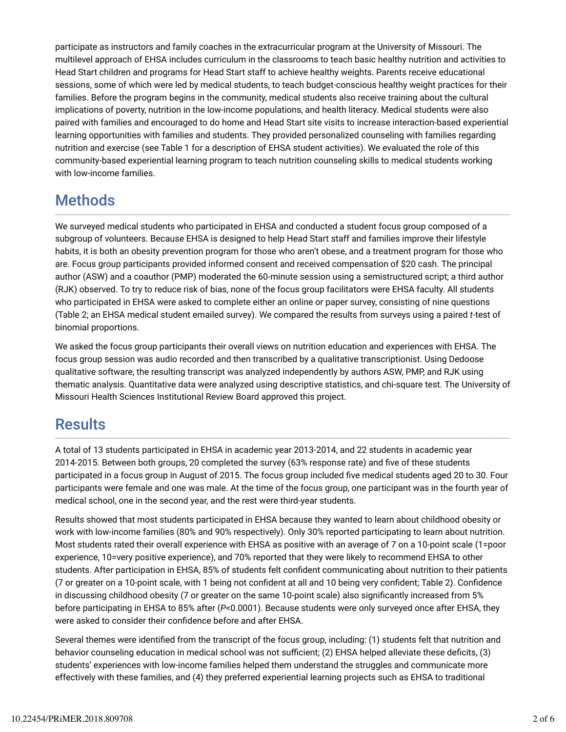participate as instructors and family coaches in the extracurricular program at the University of Missouri. The multilevel approach of EHSA includes curriculum in the classrooms to teach basic healthy nutrition and activities to Head Start children and programs for Head Start staff to achieve healthy weights. Parents receive educational sessions, some of which were led by medical students, to teach budget-conscious healthy weight practices for their families. Before the program begins in the community, medical students also receive training about the cultural implications of poverty, nutrition in the low-income populations, and health literacy. Medical students were also paired with families and encouraged to do home and Head Start site visits to increase interaction-based experiential learning opportunities with families and students. They provided personalized counseling with families regarding nutrition and exercise (see Table 1 for a description of EHSA student activities). We evaluated the role of this community-based experiential learning program to teach nutrition counseling skills to medical students working with low-income families.

## Methods

We surveyed medical students who participated in EHSA and conducted a student focus group composed of a subgroup of volunteers. Because EHSA is designed to help Head Start staff and families improve their lifestyle habits, it is both an obesity prevention program for those who aren't obese, and a treatment program for those who are. Focus group participants provided informed consent and received compensation of $20 cash. The principal author (ASW) and a coauthor (PMP) moderated the 60-minute session using a semistructured script; a third author (RJK) observed. To try to reduce risk of bias, none of the focus group facilitators were EHSA faculty. All students who participated in EHSA were asked to complete either an online or paper survey, consisting of nine questions (Table 2; an EHSA medical student emailed survey). We compared the results from surveys using a paired *t*-test of binomial proportions.

We asked the focus group participants their overall views on nutrition education and experiences with EHSA. The focus group session was audio recorded and then transcribed by a qualitative transcriptionist. Using Dedoose qualitative software, the resulting transcript was analyzed independently by authors ASW, PMP, and RJK using thematic analysis. Quantitative data were analyzed using descriptive statistics, and chi-square test. The University of Missouri Health Sciences Institutional Review Board approved this project.

## Results

A total of 13 students participated in EHSA in academic year 2013-2014, and 22 students in academic year 2014-2015. Between both groups, 20 completed the survey (63% response rate) and five of these students participated in a focus group in August of 2015. The focus group included five medical students aged 20 to 30. Four participants were female and one was male. At the time of the focus group, one participant was in the fourth year of medical school, one in the second year, and the rest were third-year students.

Results showed that most students participated in EHSA because they wanted to learn about childhood obesity or work with low-income families (80% and 90% respectively). Only 30% reported participating to learn about nutrition. Most students rated their overall experience with EHSA as positive with an average of 7 on a 10-point scale (1=poor experience, 10=very positive experience), and 70% reported that they were likely to recommend EHSA to other students. After participation in EHSA, 85% of students felt confident communicating about nutrition to their patients (7 or greater on a 10-point scale, with 1 being not confident at all and 10 being very confident; Table 2). Confidence in discussing childhood obesity (7 or greater on the same 10-point scale) also significantly increased from 5% before participating in EHSA to 85% after ($P<0.0001$). Because students were only surveyed once after EHSA, they were asked to consider their confidence before and after EHSA.

Several themes were identified from the transcript of the focus group, including: (1) students felt that nutrition and behavior counseling education in medical school was not sufficient; (2) EHSA helped alleviate these deficits, (3) students' experiences with low-income families helped them understand the struggles and communicate more effectively with these families, and (4) they preferred experiential learning projects such as EHSA to traditional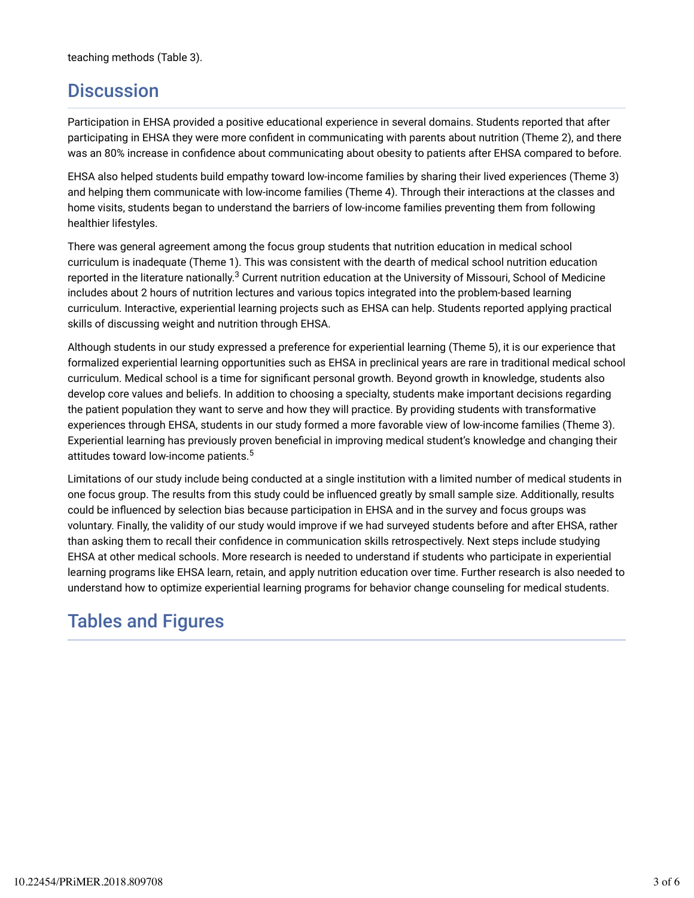teaching methods (Table 3).

## Discussion

Participation in EHSA provided a positive educational experience in several domains. Students reported that after participating in EHSA they were more confident in communicating with parents about nutrition (Theme 2), and there was an 80% increase in confidence about communicating about obesity to patients after EHSA compared to before.

EHSA also helped students build empathy toward low-income families by sharing their lived experiences (Theme 3) and helping them communicate with low-income families (Theme 4). Through their interactions at the classes and home visits, students began to understand the barriers of low-income families preventing them from following healthier lifestyles.

There was general agreement among the focus group students that nutrition education in medical school curriculum is inadequate (Theme 1). This was consistent with the dearth of medical school nutrition education reported in the literature nationally.[3] Current nutrition education at the University of Missouri, School of Medicine includes about 2 hours of nutrition lectures and various topics integrated into the problem-based learning curriculum. Interactive, experiential learning projects such as EHSA can help. Students reported applying practical skills of discussing weight and nutrition through EHSA.

Although students in our study expressed a preference for experiential learning (Theme 5), it is our experience that formalized experiential learning opportunities such as EHSA in preclinical years are rare in traditional medical school curriculum. Medical school is a time for significant personal growth. Beyond growth in knowledge, students also develop core values and beliefs. In addition to choosing a specialty, students make important decisions regarding the patient population they want to serve and how they will practice. By providing students with transformative experiences through EHSA, students in our study formed a more favorable view of low-income families (Theme 3). Experiential learning has previously proven beneficial in improving medical student's knowledge and changing their attitudes toward low-income patients.[5]

Limitations of our study include being conducted at a single institution with a limited number of medical students in one focus group. The results from this study could be influenced greatly by small sample size. Additionally, results could be influenced by selection bias because participation in EHSA and in the survey and focus groups was voluntary. Finally, the validity of our study would improve if we had surveyed students before and after EHSA, rather than asking them to recall their confidence in communication skills retrospectively. Next steps include studying EHSA at other medical schools. More research is needed to understand if students who participate in experiential learning programs like EHSA learn, retain, and apply nutrition education over time. Further research is also needed to understand how to optimize experiential learning programs for behavior change counseling for medical students.

## Tables and Figures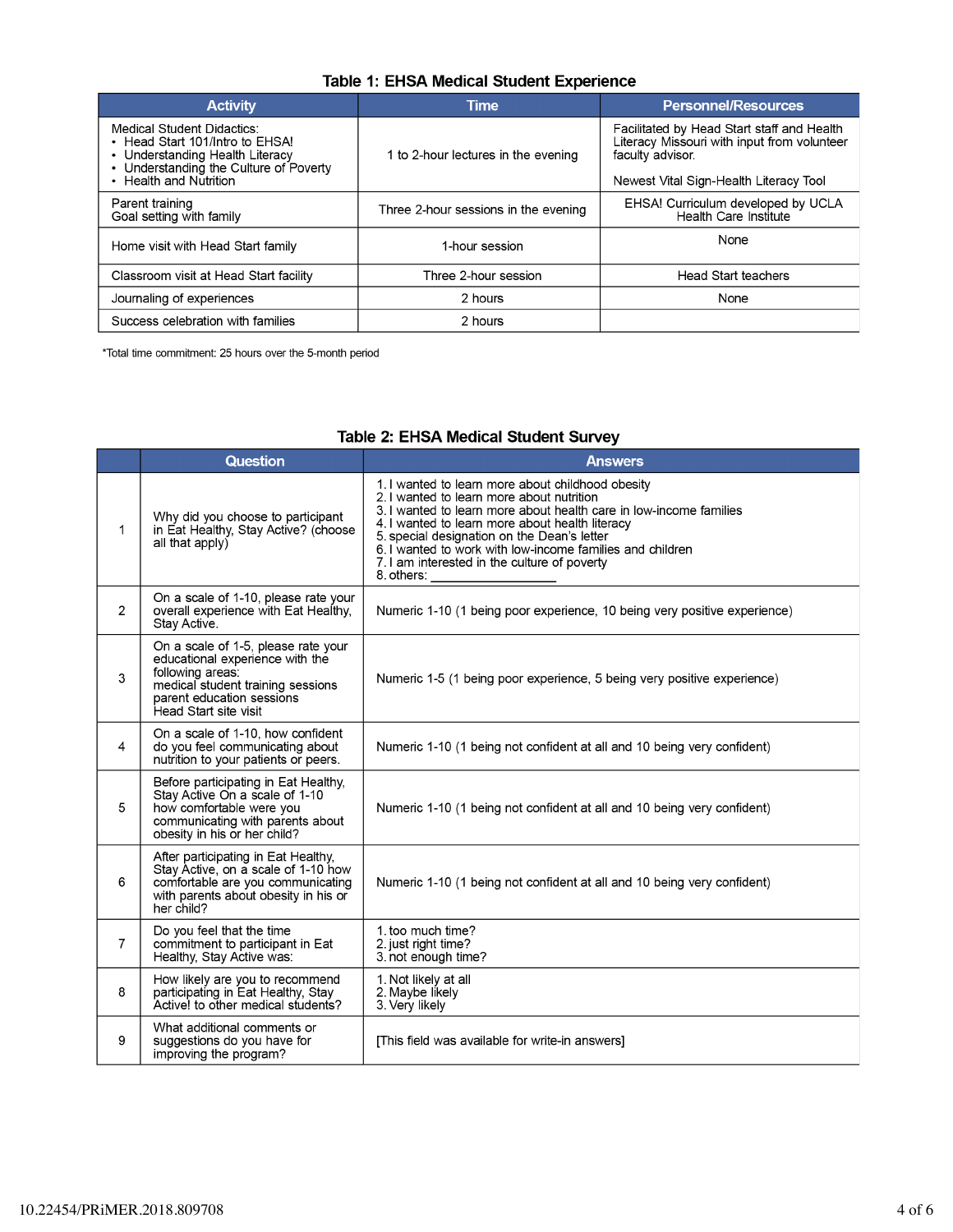**Table 1: EHSA Medical Student Experience**

| Activity | Time | Personnel/Resources |
|---|---|---|
| Medical Student Didactics:<br>• Head Start 101/Intro to EHSA!<br>• Understanding Health Literacy<br>• Understanding the Culture of Poverty<br>• Health and Nutrition | 1 to 2-hour lectures in the evening | Facilitated by Head Start staff and Health Literacy Missouri with input from volunteer faculty advisor.<br><br>Newest Vital Sign-Health Literacy Tool |
| Parent training<br>Goal setting with family | Three 2-hour sessions in the evening | EHSA! Curriculum developed by UCLA Health Care Institute |
| Home visit with Head Start family | 1-hour session | None |
| Classroom visit at Head Start facility | Three 2-hour session | Head Start teachers |
| Journaling of experiences | 2 hours | None |
| Success celebration with families | 2 hours | |

*Total time commitment: 25 hours over the 5-month period

**Table 2: EHSA Medical Student Survey**

| | Question | Answers |
|---|---|---|
| 1 | Why did you choose to participant in Eat Healthy, Stay Active? (choose all that apply) | 1. I wanted to learn more about childhood obesity<br>2. I wanted to learn more about nutrition<br>3. I wanted to learn more about health care in low-income families<br>4. I wanted to learn more about health literacy<br>5. special designation on the Dean's letter<br>6. I wanted to work with low-income families and children<br>7. I am interested in the culture of poverty<br>8. others: _________________ |
| 2 | On a scale of 1-10, please rate your overall experience with Eat Healthy, Stay Active. | Numeric 1-10 (1 being poor experience, 10 being very positive experience) |
| 3 | On a scale of 1-5, please rate your educational experience with the following areas:<br>medical student training sessions<br>parent education sessions<br>Head Start site visit | Numeric 1-5 (1 being poor experience, 5 being very positive experience) |
| 4 | On a scale of 1-10, how confident do you feel communicating about nutrition to your patients or peers. | Numeric 1-10 (1 being not confident at all and 10 being very confident) |
| 5 | Before participating in Eat Healthy, Stay Active On a scale of 1-10 how comfortable were you communicating with parents about obesity in his or her child? | Numeric 1-10 (1 being not confident at all and 10 being very confident) |
| 6 | After participating in Eat Healthy, Stay Active, on a scale of 1-10 how comfortable are you communicating with parents about obesity in his or her child? | Numeric 1-10 (1 being not confident at all and 10 being very confident) |
| 7 | Do you feel that the time commitment to participant in Eat Healthy, Stay Active was: | 1. too much time?<br>2. just right time?<br>3. not enough time? |
| 8 | How likely are you to recommend participating in Eat Healthy, Stay Active! to other medical students? | 1. Not likely at all<br>2. Maybe likely<br>3. Very likely |
| 9 | What additional comments or suggestions do you have for improving the program? | [This field was available for write-in answers] |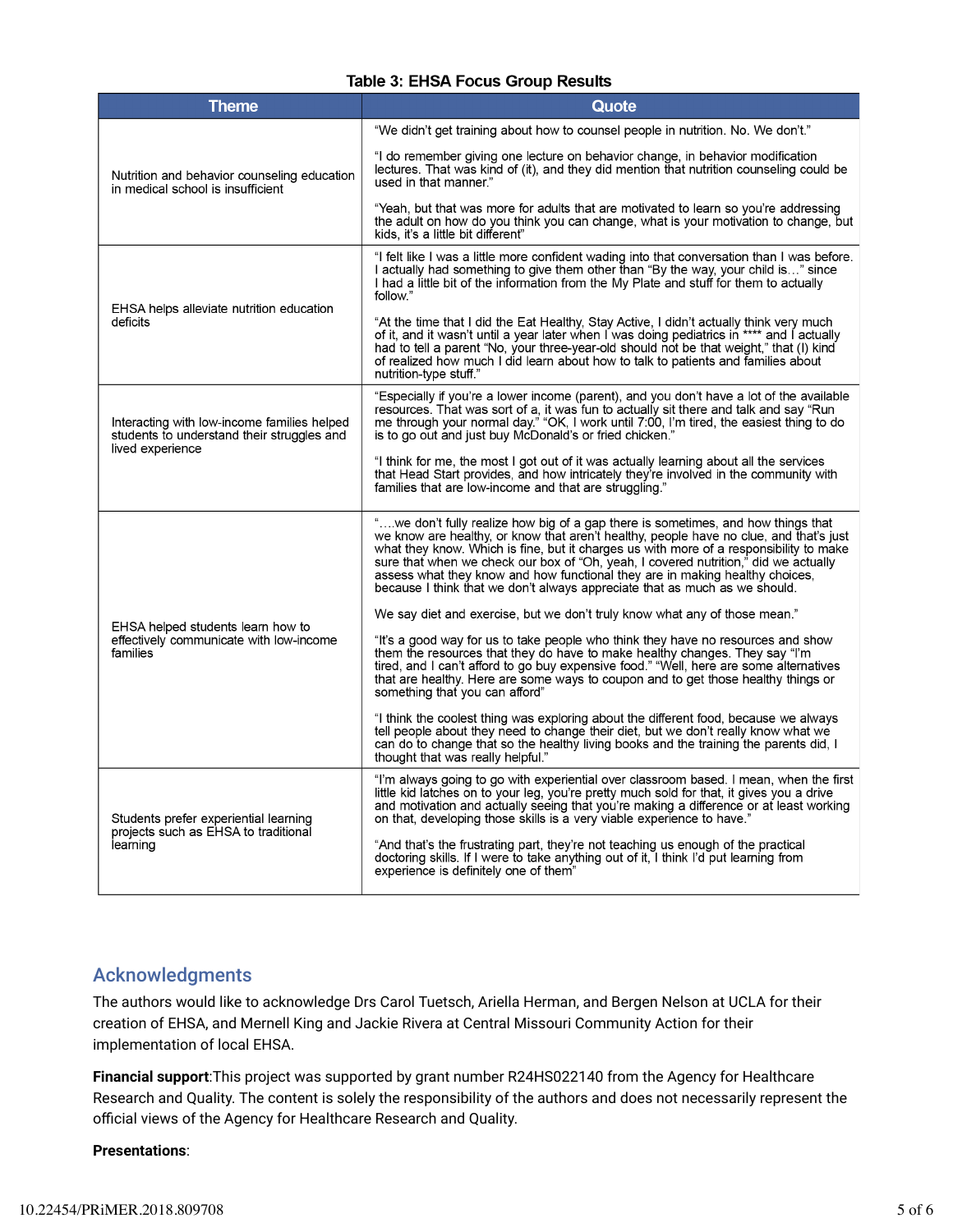**Table 3: EHSA Focus Group Results**

| Theme | Quote |
|---|---|
| Nutrition and behavior counseling education in medical school is insufficient | "We didn't get training about how to counsel people in nutrition. No. We don't."<br><br>"I do remember giving one lecture on behavior change, in behavior modification lectures. That was kind of (it), and they did mention that nutrition counseling could be used in that manner."<br><br>"Yeah, but that was more for adults that are motivated to learn so you're addressing the adult on how do you think you can change, what is your motivation to change, but kids, it's a little bit different" |
| EHSA helps alleviate nutrition education deficits | "I felt like I was a little more confident wading into that conversation than I was before. I actually had something to give them other than "By the way, your child is…" since I had a little bit of the information from the My Plate and stuff for them to actually follow."<br><br>"At the time that I did the Eat Healthy, Stay Active, I didn't actually think very much of it, and it wasn't until a year later when I was doing pediatrics in **** and I actually had to tell a parent "No, your three-year-old should not be that weight," that (I) kind of realized how much I did learn about how to talk to patients and families about nutrition-type stuff." |
| Interacting with low-income families helped students to understand their struggles and lived experience | "Especially if you're a lower income (parent), and you don't have a lot of the available resources. That was sort of a, it was fun to actually sit there and talk and say "Run me through your normal day." "OK, I work until 7:00, I'm tired, the easiest thing to do is to go out and just buy McDonald's or fried chicken."<br><br>"I think for me, the most I got out of it was actually learning about all the services that Head Start provides, and how intricately they're involved in the community with families that are low-income and that are struggling." |
| EHSA helped students learn how to effectively communicate with low-income families | "….we don't fully realize how big of a gap there is sometimes, and how things that we know are healthy, or know that aren't healthy, people have no clue, and that's just what they know. Which is fine, but it charges us with more of a responsibility to make sure that when we check our box of "Oh, yeah, I covered nutrition," did we actually assess what they know and how functional they are in making healthy choices, because I think that we don't always appreciate that as much as we should.<br><br>We say diet and exercise, but we don't truly know what any of those mean."<br><br>"It's a good way for us to take people who think they have no resources and show them the resources that they do have to make healthy changes. They say "I'm tired, and I can't afford to go buy expensive food." "Well, here are some alternatives that are healthy. Here are some ways to coupon and to get those healthy things or something that you can afford"<br><br>"I think the coolest thing was exploring about the different food, because we always tell people about they need to change their diet, but we don't really know what we can do to change that so the healthy living books and the training the parents did, I thought that was really helpful." |
| Students prefer experiential learning projects such as EHSA to traditional learning | "I'm always going to go with experiential over classroom based. I mean, when the first little kid latches on to your leg, you're pretty much sold for that, it gives you a drive and motivation and actually seeing that you're making a difference or at least working on that, developing those skills is a very viable experience to have."<br><br>"And that's the frustrating part, they're not teaching us enough of the practical doctoring skills. If I were to take anything out of it, I think I'd put learning from experience is definitely one of them" |

## Acknowledgments

The authors would like to acknowledge Drs Carol Tuetsch, Ariella Herman, and Bergen Nelson at UCLA for their creation of EHSA, and Mernell King and Jackie Rivera at Central Missouri Community Action for their implementation of local EHSA.

**Financial support**:This project was supported by grant number R24HS022140 from the Agency for Healthcare Research and Quality. The content is solely the responsibility of the authors and does not necessarily represent the official views of the Agency for Healthcare Research and Quality.

**Presentations**: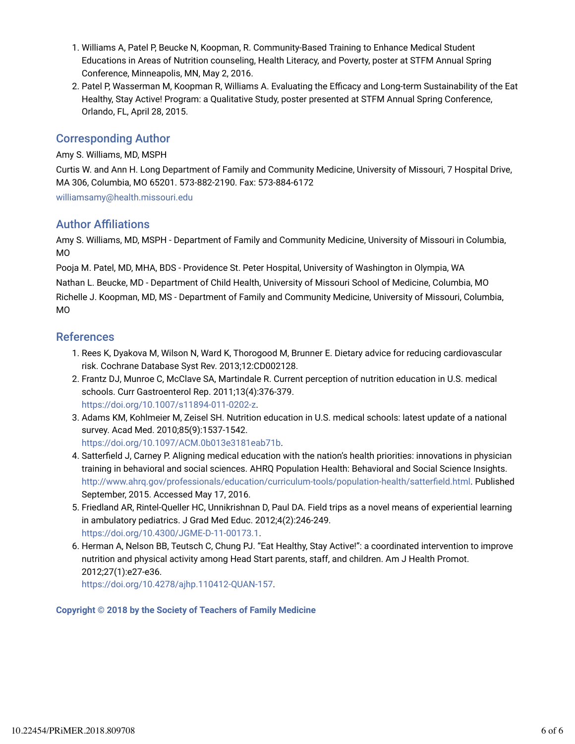1. Williams A, Patel P, Beucke N, Koopman, R. Community-Based Training to Enhance Medical Student Educations in Areas of Nutrition counseling, Health Literacy, and Poverty, poster at STFM Annual Spring Conference, Minneapolis, MN, May 2, 2016.
2. Patel P, Wasserman M, Koopman R, Williams A. Evaluating the Efficacy and Long-term Sustainability of the Eat Healthy, Stay Active! Program: a Qualitative Study, poster presented at STFM Annual Spring Conference, Orlando, FL, April 28, 2015.

## Corresponding Author

Amy S. Williams, MD, MSPH

Curtis W. and Ann H. Long Department of Family and Community Medicine, University of Missouri, 7 Hospital Drive, MA 306, Columbia, MO 65201. 573-882-2190. Fax: 573-884-6172

williamsamy@health.missouri.edu

## Author Affiliations

Amy S. Williams, MD, MSPH - Department of Family and Community Medicine, University of Missouri in Columbia, MO

Pooja M. Patel, MD, MHA, BDS - Providence St. Peter Hospital, University of Washington in Olympia, WA

Nathan L. Beucke, MD - Department of Child Health, University of Missouri School of Medicine, Columbia, MO

Richelle J. Koopman, MD, MS - Department of Family and Community Medicine, University of Missouri, Columbia, MO

## References

1. Rees K, Dyakova M, Wilson N, Ward K, Thorogood M, Brunner E. Dietary advice for reducing cardiovascular risk. Cochrane Database Syst Rev. 2013;12:CD002128.
2. Frantz DJ, Munroe C, McClave SA, Martindale R. Current perception of nutrition education in U.S. medical schools. Curr Gastroenterol Rep. 2011;13(4):376-379. https://doi.org/10.1007/s11894-011-0202-z.
3. Adams KM, Kohlmeier M, Zeisel SH. Nutrition education in U.S. medical schools: latest update of a national survey. Acad Med. 2010;85(9):1537-1542. https://doi.org/10.1097/ACM.0b013e3181eab71b.
4. Satterfield J, Carney P. Aligning medical education with the nation's health priorities: innovations in physician training in behavioral and social sciences. AHRQ Population Health: Behavioral and Social Science Insights. http://www.ahrq.gov/professionals/education/curriculum-tools/population-health/satterfield.html. Published September, 2015. Accessed May 17, 2016.
5. Friedland AR, Rintel-Queller HC, Unnikrishnan D, Paul DA. Field trips as a novel means of experiential learning in ambulatory pediatrics. J Grad Med Educ. 2012;4(2):246-249. https://doi.org/10.4300/JGME-D-11-00173.1.
6. Herman A, Nelson BB, Teutsch C, Chung PJ. "Eat Healthy, Stay Active!": a coordinated intervention to improve nutrition and physical activity among Head Start parents, staff, and children. Am J Health Promot. 2012;27(1):e27-e36. https://doi.org/10.4278/ajhp.110412-QUAN-157.

**Copyright © 2018 by the Society of Teachers of Family Medicine**